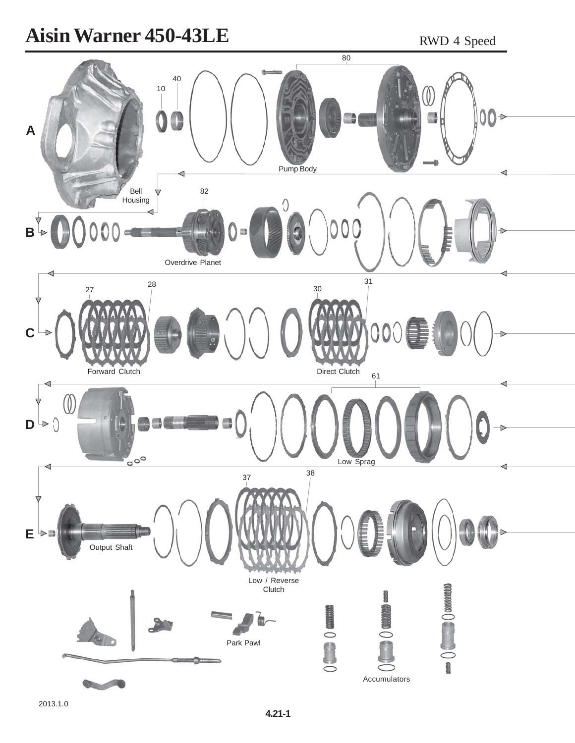# Aisin Warner 450-43LE

RWD 4 Speed

**A**

10
40
80
Pump Body
Bell Housing

**B**

82
Overdrive Planet

**C**

27
28
30
31
Forward Clutch
Direct Clutch

**D**

61
Low Sprag

**E**

37
38
Output Shaft
Low / Reverse Clutch

Park Pawl

Accumulators

2013.1.0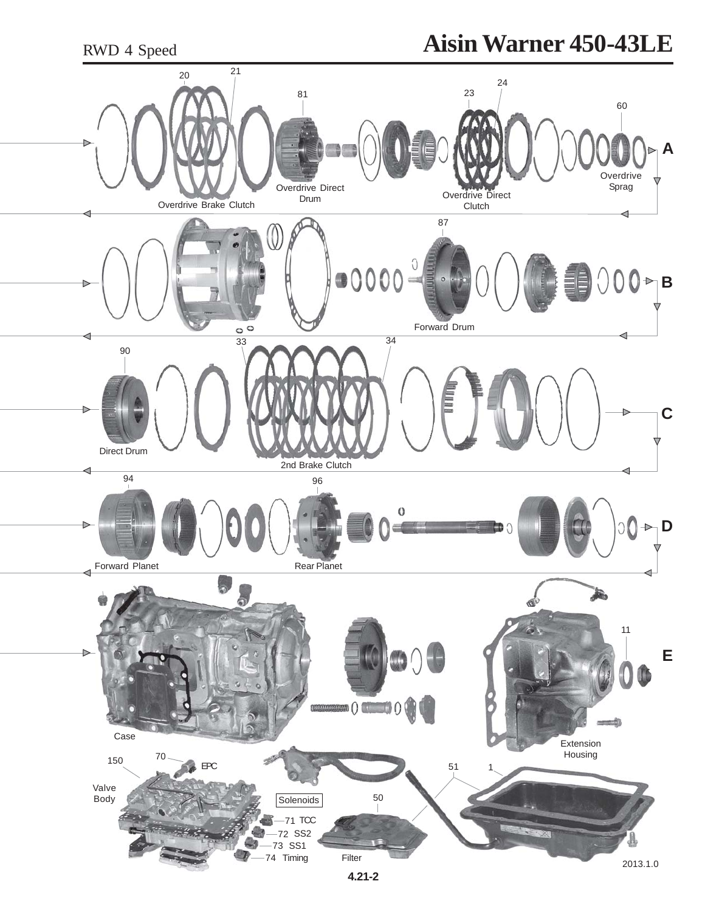# Aisin Warner 450-43LE

RWD 4 Speed

**A**

20 21 81 23 24 60

Overdrive Brake Clutch

Overdrive Direct Drum

Overdrive Direct Clutch

Overdrive Sprag

**B**

87

Forward Drum

**C**

90 33 34

Direct Drum

2nd Brake Clutch

**D**

94 96

Forward Planet

Rear Planet

**E**

11

Case

Extension Housing

150 70 EPC

Valve Body

Solenoids

- 71 TCC
- 72 SS2
- 73 SS1
- 74 Timing

50

Filter

51 1

2013.1.0

4.21-2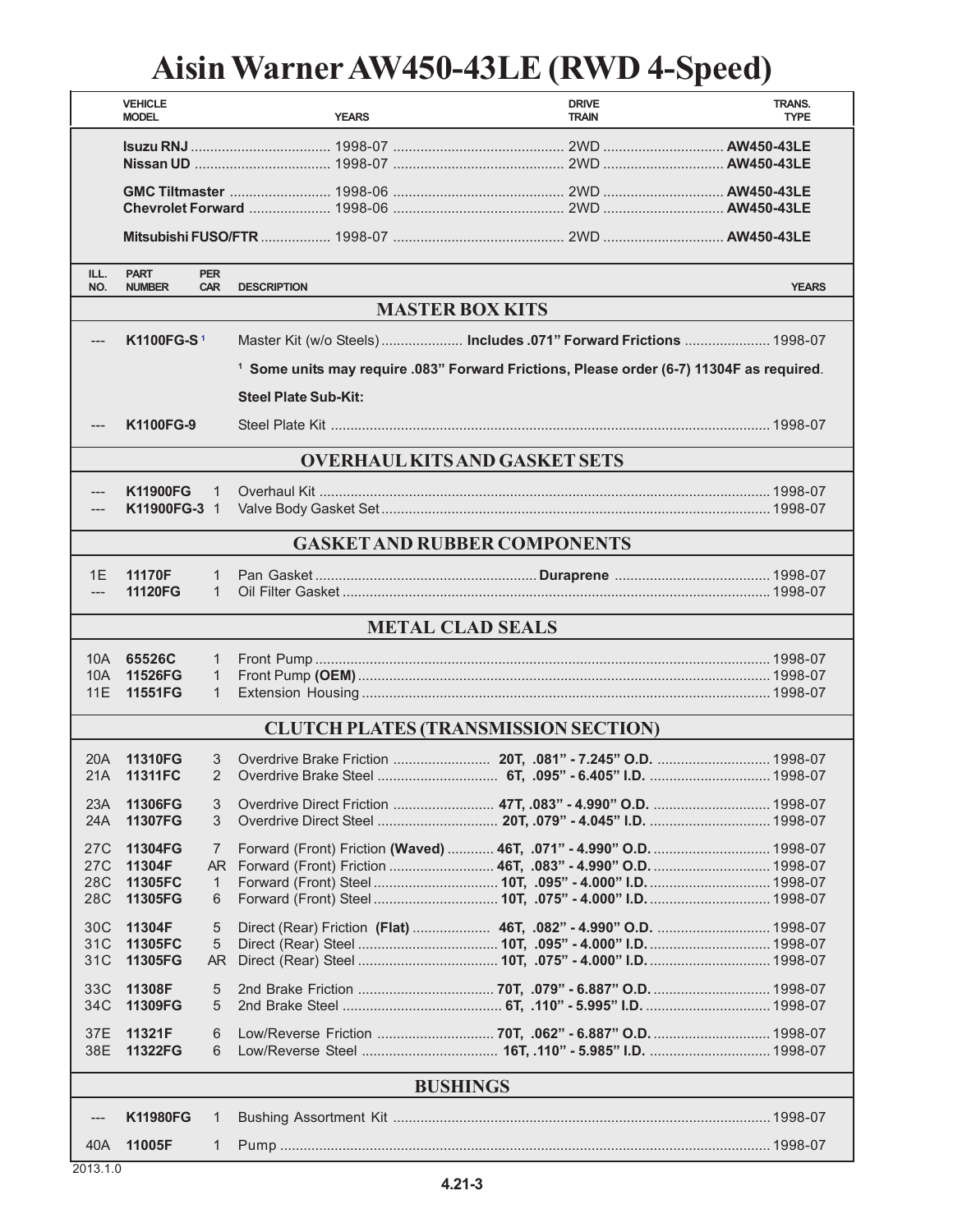# Aisin Warner AW450-43LE (RWD 4-Speed)

| VEHICLE MODEL | YEARS | DRIVE TRAIN | TRANS. TYPE |
|---|---|---|---|
| **Isuzu RNJ** | 1998-07 | 2WD | **AW450-43LE** |
| **Nissan UD** | 1998-07 | 2WD | **AW450-43LE** |
| **GMC Tiltmaster** | 1998-06 | 2WD | **AW450-43LE** |
| **Chevrolet Forward** | 1998-06 | 2WD | **AW450-43LE** |
| **Mitsubishi FUSO/FTR** | 1998-07 | 2WD | **AW450-43LE** |

| ILL. NO. | PART NUMBER | PER CAR | DESCRIPTION | YEARS |
|---|---|---|---|---|
| | | | **MASTER BOX KITS** | |
| --- | **K1100FG-S** [1] | | Master Kit (w/o Steels) **Includes .071" Forward Frictions** | 1998-07 |
| | | | [1] **Some units may require .083" Forward Frictions, Please order (6-7) 11304F as required.** | |
| | | | **Steel Plate Sub-Kit:** | |
| --- | **K1100FG-9** | | Steel Plate Kit | 1998-07 |
| | | | **OVERHAUL KITS AND GASKET SETS** | |
| --- | **K11900FG** | 1 | Overhaul Kit | 1998-07 |
| --- | **K11900FG-3** | 1 | Valve Body Gasket Set | 1998-07 |
| | | | **GASKET AND RUBBER COMPONENTS** | |
| 1E | **11170F** | 1 | Pan Gasket **Duraprene** | 1998-07 |
| --- | **11120FG** | 1 | Oil Filter Gasket | 1998-07 |
| | | | **METAL CLAD SEALS** | |
| 10A | **65526C** | 1 | Front Pump | 1998-07 |
| 10A | **11526FG** | 1 | Front Pump **(OEM)** | 1998-07 |
| 11E | **11551FG** | 1 | Extension Housing | 1998-07 |
| | | | **CLUTCH PLATES (TRANSMISSION SECTION)** | |
| 20A | **11310FG** | 3 | Overdrive Brake Friction **20T, .081" - 7.245" O.D.** | 1998-07 |
| 21A | **11311FC** | 2 | Overdrive Brake Steel **6T, .095" - 6.405" I.D.** | 1998-07 |
| 23A | **11306FG** | 3 | Overdrive Direct Friction **47T, .083" - 4.990" O.D.** | 1998-07 |
| 24A | **11307FG** | 3 | Overdrive Direct Steel **20T, .079" - 4.045" I.D.** | 1998-07 |
| 27C | **11304FG** | 7 | Forward (Front) Friction **(Waved) 46T, .071" - 4.990" O.D.** | 1998-07 |
| 27C | **11304F** | AR | Forward (Front) Friction **46T, .083" - 4.990" O.D.** | 1998-07 |
| 28C | **11305FC** | 1 | Forward (Front) Steel **10T, .095" - 4.000" I.D.** | 1998-07 |
| 28C | **11305FG** | 6 | Forward (Front) Steel **10T, .075" - 4.000" I.D.** | 1998-07 |
| 30C | **11304F** | 5 | Direct (Rear) Friction **(Flat) 46T, .082" - 4.990" O.D.** | 1998-07 |
| 31C | **11305FC** | 5 | Direct (Rear) Steel **10T, .095" - 4.000" I.D.** | 1998-07 |
| 31C | **11305FG** | AR | Direct (Rear) Steel **10T, .075" - 4.000" I.D.** | 1998-07 |
| 33C | **11308F** | 5 | 2nd Brake Friction **70T, .079" - 6.887" O.D.** | 1998-07 |
| 34C | **11309FG** | 5 | 2nd Brake Steel **6T, .110" - 5.995" I.D.** | 1998-07 |
| 37E | **11321F** | 6 | Low/Reverse Friction **70T, .062" - 6.887" O.D.** | 1998-07 |
| 38E | **11322FG** | 6 | Low/Reverse Steel **16T, .110" - 5.985" I.D.** | 1998-07 |
| | | | **BUSHINGS** | |
| --- | **K11980FG** | 1 | Bushing Assortment Kit | 1998-07 |
| 40A | **11005F** | 1 | Pump | 1998-07 |

2013.1.0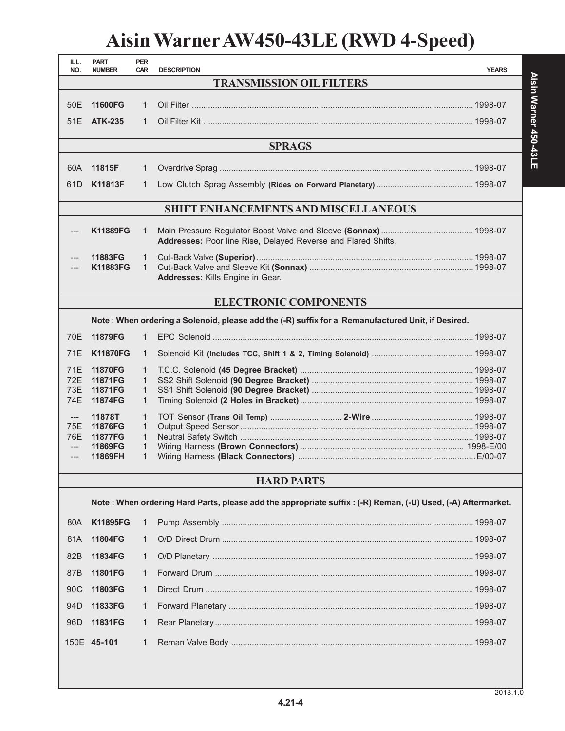# Aisin Warner AW450-43LE (RWD 4-Speed)

| ILL. NO. | PART NUMBER | PER CAR | DESCRIPTION | YEARS |
|---|---|---|---|---|
| | | | **TRANSMISSION OIL FILTERS** | |
| 50E | **11600FG** | 1 | Oil Filter | 1998-07 |
| 51E | **ATK-235** | 1 | Oil Filter Kit | 1998-07 |
| | | | **SPRAGS** | |
| 60A | **11815F** | 1 | Overdrive Sprag | 1998-07 |
| 61D | **K11813F** | 1 | Low Clutch Sprag Assembly **(Rides on Forward Planetary)** | 1998-07 |
| | | | **SHIFT ENHANCEMENTS AND MISCELLANEOUS** | |
| --- | **K11889FG** | 1 | Main Pressure Regulator Boost Valve and Sleeve **(Sonnax)** **Addresses:** Poor line Rise, Delayed Reverse and Flared Shifts. | 1998-07 |
| --- | **11883FG** | 1 | Cut-Back Valve **(Superior)** | 1998-07 |
| --- | **K11883FG** | 1 | Cut-Back Valve and Sleeve Kit **(Sonnax)** **Addresses:** Kills Engine in Gear. | 1998-07 |
| | | | **ELECTRONIC COMPONENTS** | |
| | **Note : When ordering a Solenoid, please add the (-R) suffix for a Remanufactured Unit, if Desired.** | | | |
| 70E | **11879FG** | 1 | EPC Solenoid | 1998-07 |
| 71E | **K11870FG** | 1 | Solenoid Kit **(Includes TCC, Shift 1 & 2, Timing Solenoid)** | 1998-07 |
| 71E | **11870FG** | 1 | T.C.C. Solenoid **(45 Degree Bracket)** | 1998-07 |
| 72E | **11871FG** | 1 | SS2 Shift Solenoid **(90 Degree Bracket)** | 1998-07 |
| 73E | **11871FG** | 1 | SS1 Shift Solenoid **(90 Degree Bracket)** | 1998-07 |
| 74E | **11874FG** | 1 | Timing Solenoid **(2 Holes in Bracket)** | 1998-07 |
| --- | **11878T** | 1 | TOT Sensor **(Trans Oil Temp)** **2-Wire** | 1998-07 |
| 75E | **11876FG** | 1 | Output Speed Sensor | 1998-07 |
| 76E | **11877FG** | 1 | Neutral Safety Switch | 1998-07 |
| --- | **11869FG** | 1 | Wiring Harness **(Brown Connectors)** | 1998-E/00 |
| --- | **11869FH** | 1 | Wiring Harness **(Black Connectors)** | E/00-07 |
| | | | **HARD PARTS** | |
| | **Note : When ordering Hard Parts, please add the appropriate suffix : (-R) Reman, (-U) Used, (-A) Aftermarket.** | | | |
| 80A | **K11895FG** | 1 | Pump Assembly | 1998-07 |
| 81A | **11804FG** | 1 | O/D Direct Drum | 1998-07 |
| 82B | **11834FG** | 1 | O/D Planetary | 1998-07 |
| 87B | **11801FG** | 1 | Forward Drum | 1998-07 |
| 90C | **11803FG** | 1 | Direct Drum | 1998-07 |
| 94D | **11833FG** | 1 | Forward Planetary | 1998-07 |
| 96D | **11831FG** | 1 | Rear Planetary | 1998-07 |
| 150E | **45-101** | 1 | Reman Valve Body | 1998-07 |

2013.1.0